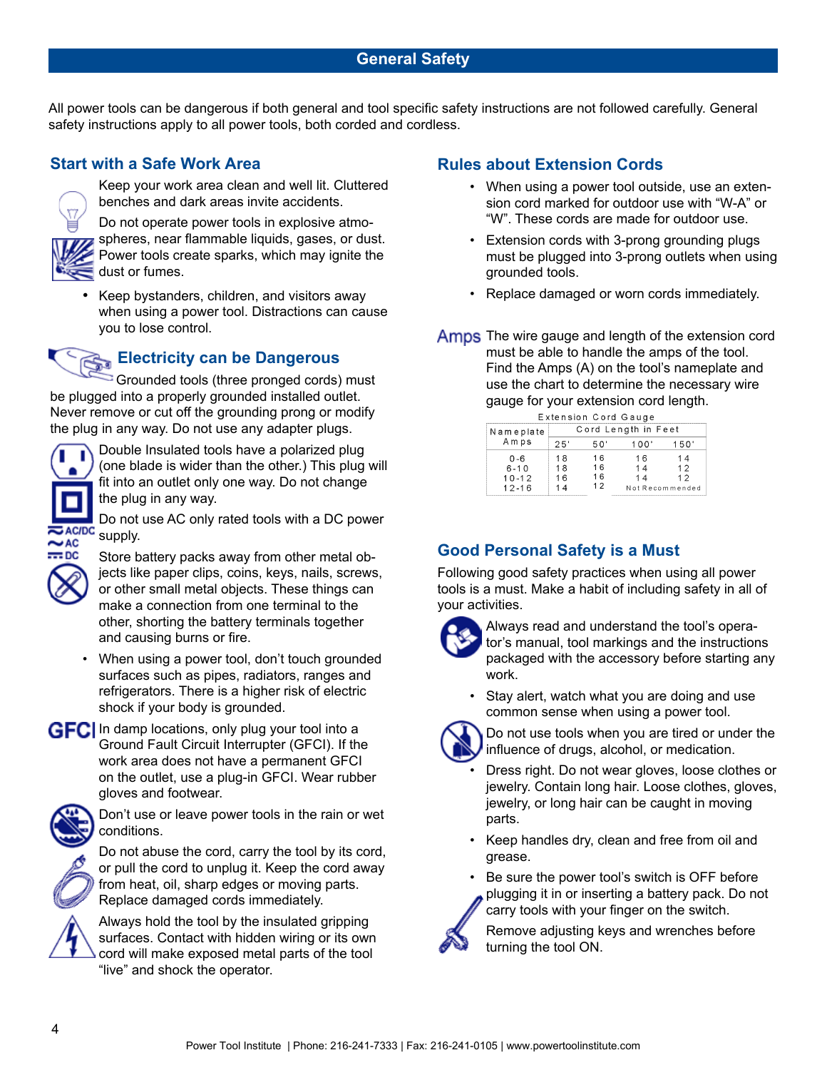# General Safety

All power tools can be dangerous if both general and tool specific safety instructions are not followed carefully. General safety instructions apply to all power tools, both corded and cordless.

## Start with a Safe Work Area

Keep your work area clean and well lit. Cluttered benches and dark areas invite accidents.

Do not operate power tools in explosive atmospheres, near flammable liquids, gases, or dust. Power tools create sparks, which may ignite the dust or fumes.

- Keep bystanders, children, and visitors away when using a power tool. Distractions can cause you to lose control.

## Electricity can be Dangerous

Grounded tools (three pronged cords) must be plugged into a properly grounded installed outlet. Never remove or cut off the grounding prong or modify the plug in any way. Do not use any adapter plugs.

Double Insulated tools have a polarized plug (one blade is wider than the other.) This plug will fit into an outlet only one way. Do not change the plug in any way.

AC/DC AC DC

Do not use AC only rated tools with a DC power supply.

Store battery packs away from other metal objects like paper clips, coins, keys, nails, screws, or other small metal objects. These things can make a connection from one terminal to the other, shorting the battery terminals together and causing burns or fire.

- When using a power tool, don't touch grounded surfaces such as pipes, radiators, ranges and refrigerators. There is a higher risk of electric shock if your body is grounded.

GFCI In damp locations, only plug your tool into a Ground Fault Circuit Interrupter (GFCI). If the work area does not have a permanent GFCI on the outlet, use a plug-in GFCI. Wear rubber gloves and footwear.

Don't use or leave power tools in the rain or wet conditions.

Do not abuse the cord, carry the tool by its cord, or pull the cord to unplug it. Keep the cord away from heat, oil, sharp edges or moving parts. Replace damaged cords immediately.

Always hold the tool by the insulated gripping surfaces. Contact with hidden wiring or its own cord will make exposed metal parts of the tool "live" and shock the operator.

## Rules about Extension Cords

- When using a power tool outside, use an extension cord marked for outdoor use with "W-A" or "W". These cords are made for outdoor use.
- Extension cords with 3-prong grounding plugs must be plugged into 3-prong outlets when using grounded tools.
- Replace damaged or worn cords immediately.

Amps The wire gauge and length of the extension cord must be able to handle the amps of the tool. Find the Amps (A) on the tool's nameplate and use the chart to determine the necessary wire gauge for your extension cord length.

Extension Cord Gauge

| Nameplate Amps | Cord Length in Feet | | | |
|---|---|---|---|---|
| | 25' | 50' | 100' | 150' |
| 0-6 | 18 | 16 | 16 | 14 |
| 6-10 | 18 | 16 | 14 | 12 |
| 10-12 | 16 | 16 | 14 | 12 |
| 12-16 | 14 | 12 | Not Recommended | |

## Good Personal Safety is a Must

Following good safety practices when using all power tools is a must. Make a habit of including safety in all of your activities.

Always read and understand the tool's operator's manual, tool markings and the instructions packaged with the accessory before starting any work.

- Stay alert, watch what you are doing and use common sense when using a power tool.

Do not use tools when you are tired or under the influence of drugs, alcohol, or medication.

- Dress right. Do not wear gloves, loose clothes or jewelry. Contain long hair. Loose clothes, gloves, jewelry, or long hair can be caught in moving parts.
- Keep handles dry, clean and free from oil and grease.
- Be sure the power tool's switch is OFF before plugging it in or inserting a battery pack. Do not carry tools with your finger on the switch.

Remove adjusting keys and wrenches before turning the tool ON.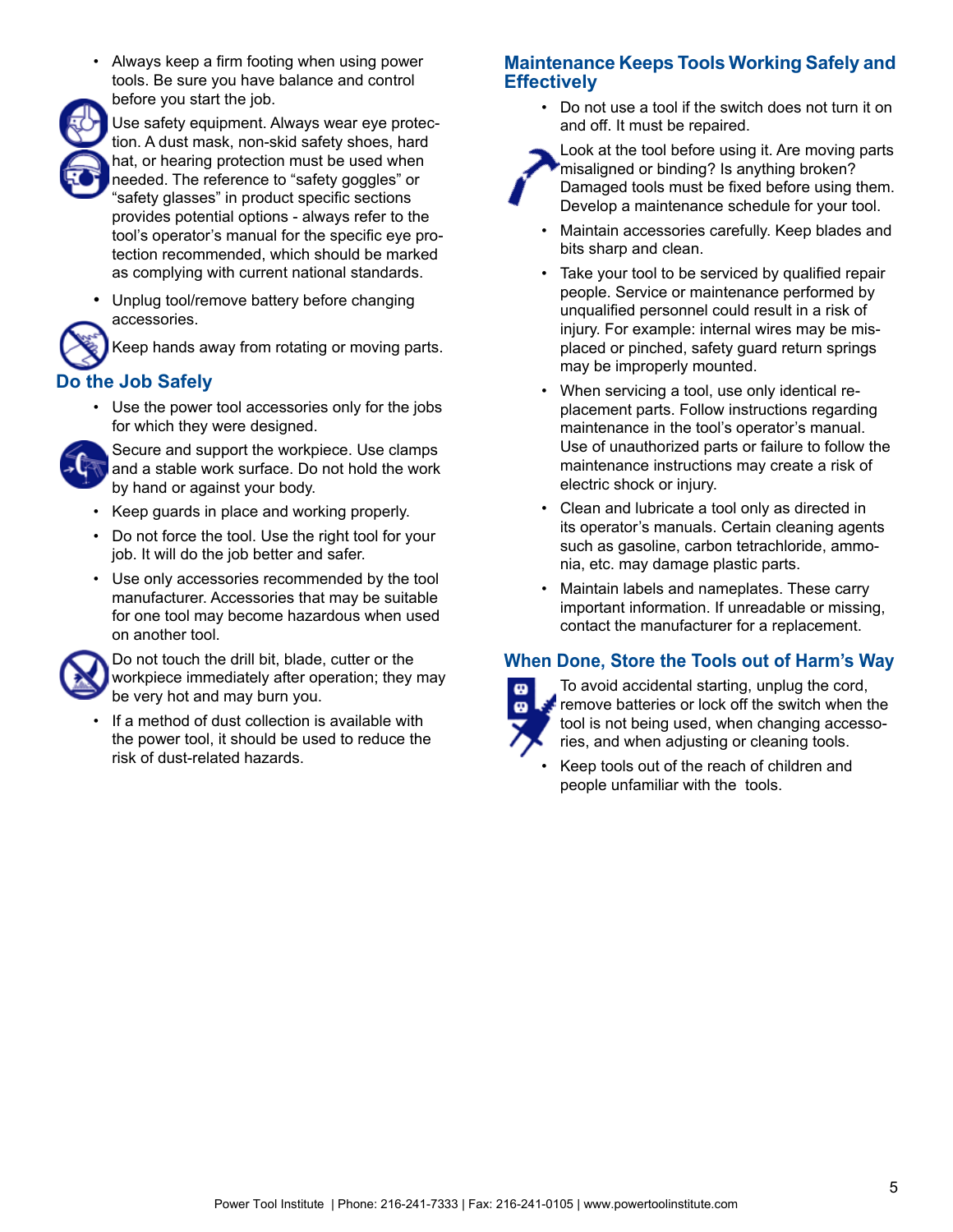- Always keep a firm footing when using power tools. Be sure you have balance and control before you start the job.

Use safety equipment. Always wear eye protection. A dust mask, non-skid safety shoes, hard hat, or hearing protection must be used when needed. The reference to “safety goggles” or “safety glasses” in product specific sections provides potential options - always refer to the tool’s operator’s manual for the specific eye protection recommended, which should be marked as complying with current national standards.

- Unplug tool/remove battery before changing accessories.

Keep hands away from rotating or moving parts.

## Do the Job Safely

- Use the power tool accessories only for the jobs for which they were designed.

Secure and support the workpiece. Use clamps and a stable work surface. Do not hold the work by hand or against your body.

- Keep guards in place and working properly.
- Do not force the tool. Use the right tool for your job. It will do the job better and safer.
- Use only accessories recommended by the tool manufacturer. Accessories that may be suitable for one tool may become hazardous when used on another tool.

Do not touch the drill bit, blade, cutter or the workpiece immediately after operation; they may be very hot and may burn you.

- If a method of dust collection is available with the power tool, it should be used to reduce the risk of dust-related hazards.

## Maintenance Keeps Tools Working Safely and Effectively

- Do not use a tool if the switch does not turn it on and off. It must be repaired.

Look at the tool before using it. Are moving parts misaligned or binding? Is anything broken? Damaged tools must be fixed before using them. Develop a maintenance schedule for your tool.

- Maintain accessories carefully. Keep blades and bits sharp and clean.
- Take your tool to be serviced by qualified repair people. Service or maintenance performed by unqualified personnel could result in a risk of injury. For example: internal wires may be misplaced or pinched, safety guard return springs may be improperly mounted.
- When servicing a tool, use only identical replacement parts. Follow instructions regarding maintenance in the tool’s operator’s manual. Use of unauthorized parts or failure to follow the maintenance instructions may create a risk of electric shock or injury.
- Clean and lubricate a tool only as directed in its operator’s manuals. Certain cleaning agents such as gasoline, carbon tetrachloride, ammonia, etc. may damage plastic parts.
- Maintain labels and nameplates. These carry important information. If unreadable or missing, contact the manufacturer for a replacement.

## When Done, Store the Tools out of Harm’s Way

To avoid accidental starting, unplug the cord, remove batteries or lock off the switch when the tool is not being used, when changing accessories, and when adjusting or cleaning tools.

- Keep tools out of the reach of children and people unfamiliar with the tools.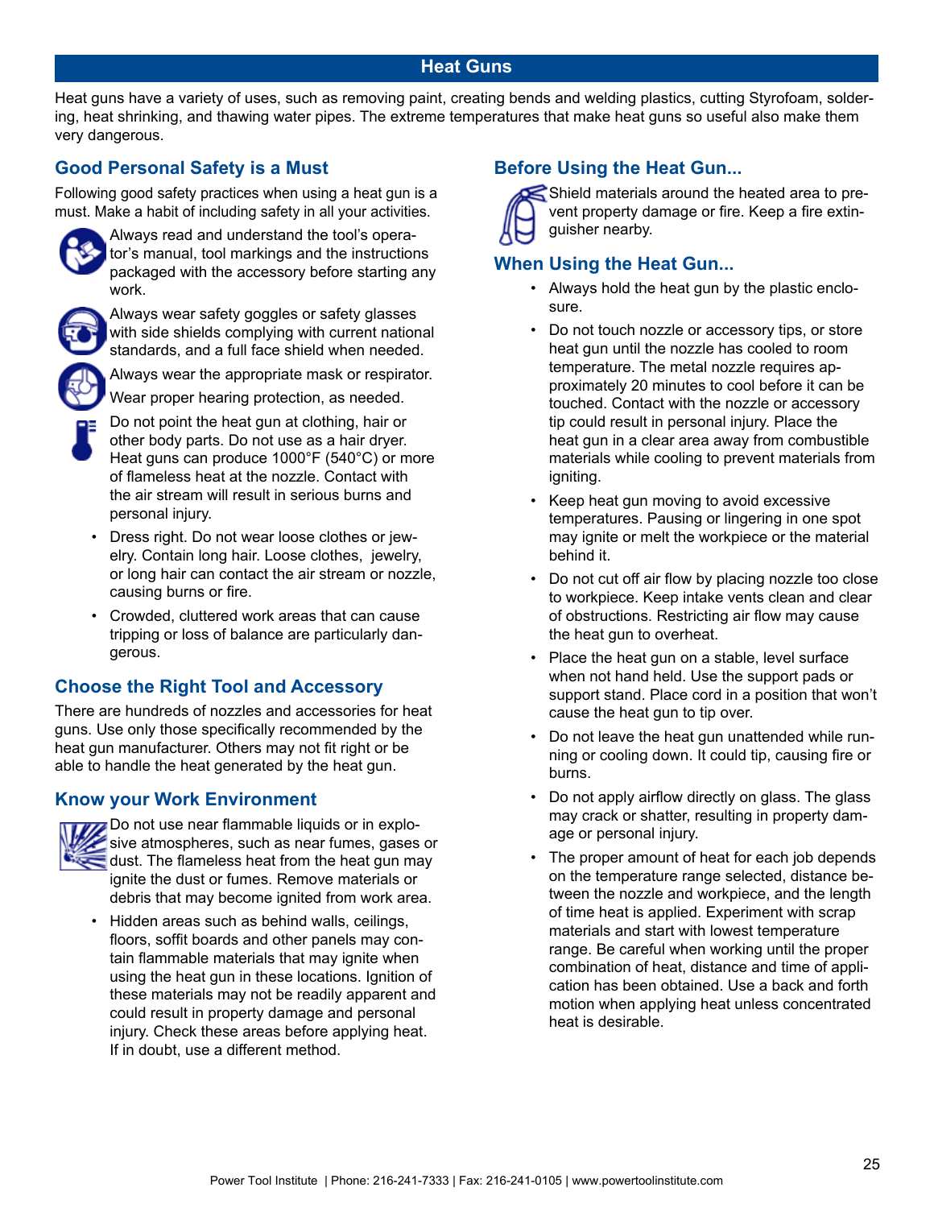# Heat Guns

Heat guns have a variety of uses, such as removing paint, creating bends and welding plastics, cutting Styrofoam, soldering, heat shrinking, and thawing water pipes. The extreme temperatures that make heat guns so useful also make them very dangerous.

## Good Personal Safety is a Must

Following good safety practices when using a heat gun is a must. Make a habit of including safety in all your activities.

Always read and understand the tool's operator's manual, tool markings and the instructions packaged with the accessory before starting any work.

Always wear safety goggles or safety glasses with side shields complying with current national standards, and a full face shield when needed.

Always wear the appropriate mask or respirator.

Wear proper hearing protection, as needed.

Do not point the heat gun at clothing, hair or other body parts. Do not use as a hair dryer. Heat guns can produce 1000°F (540°C) or more of flameless heat at the nozzle. Contact with the air stream will result in serious burns and personal injury.

- Dress right. Do not wear loose clothes or jewelry. Contain long hair. Loose clothes, jewelry, or long hair can contact the air stream or nozzle, causing burns or fire.
- Crowded, cluttered work areas that can cause tripping or loss of balance are particularly dangerous.

## Choose the Right Tool and Accessory

There are hundreds of nozzles and accessories for heat guns. Use only those specifically recommended by the heat gun manufacturer. Others may not fit right or be able to handle the heat generated by the heat gun.

## Know your Work Environment

Do not use near flammable liquids or in explosive atmospheres, such as near fumes, gases or dust. The flameless heat from the heat gun may ignite the dust or fumes. Remove materials or debris that may become ignited from work area.

- Hidden areas such as behind walls, ceilings, floors, soffit boards and other panels may contain flammable materials that may ignite when using the heat gun in these locations. Ignition of these materials may not be readily apparent and could result in property damage and personal injury. Check these areas before applying heat. If in doubt, use a different method.

## Before Using the Heat Gun...

Shield materials around the heated area to prevent property damage or fire. Keep a fire extinguisher nearby.

## When Using the Heat Gun...

- Always hold the heat gun by the plastic enclosure.
- Do not touch nozzle or accessory tips, or store heat gun until the nozzle has cooled to room temperature. The metal nozzle requires approximately 20 minutes to cool before it can be touched. Contact with the nozzle or accessory tip could result in personal injury. Place the heat gun in a clear area away from combustible materials while cooling to prevent materials from igniting.
- Keep heat gun moving to avoid excessive temperatures. Pausing or lingering in one spot may ignite or melt the workpiece or the material behind it.
- Do not cut off air flow by placing nozzle too close to workpiece. Keep intake vents clean and clear of obstructions. Restricting air flow may cause the heat gun to overheat.
- Place the heat gun on a stable, level surface when not hand held. Use the support pads or support stand. Place cord in a position that won't cause the heat gun to tip over.
- Do not leave the heat gun unattended while running or cooling down. It could tip, causing fire or burns.
- Do not apply airflow directly on glass. The glass may crack or shatter, resulting in property damage or personal injury.
- The proper amount of heat for each job depends on the temperature range selected, distance between the nozzle and workpiece, and the length of time heat is applied. Experiment with scrap materials and start with lowest temperature range. Be careful when working until the proper combination of heat, distance and time of application has been obtained. Use a back and forth motion when applying heat unless concentrated heat is desirable.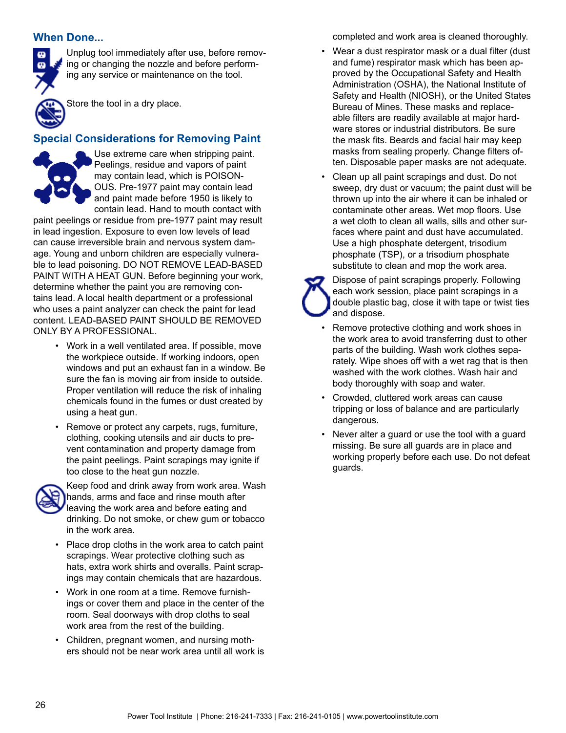## When Done...

Unplug tool immediately after use, before removing or changing the nozzle and before performing any service or maintenance on the tool.

Store the tool in a dry place.

## Special Considerations for Removing Paint

Use extreme care when stripping paint. Peelings, residue and vapors of paint may contain lead, which is POISONOUS. Pre-1977 paint may contain lead and paint made before 1950 is likely to contain lead. Hand to mouth contact with paint peelings or residue from pre-1977 paint may result in lead ingestion. Exposure to even low levels of lead can cause irreversible brain and nervous system damage. Young and unborn children are especially vulnerable to lead poisoning. DO NOT REMOVE LEAD-BASED PAINT WITH A HEAT GUN. Before beginning your work, determine whether the paint you are removing contains lead. A local health department or a professional who uses a paint analyzer can check the paint for lead content. LEAD-BASED PAINT SHOULD BE REMOVED ONLY BY A PROFESSIONAL.

- Work in a well ventilated area. If possible, move the workpiece outside. If working indoors, open windows and put an exhaust fan in a window. Be sure the fan is moving air from inside to outside. Proper ventilation will reduce the risk of inhaling chemicals found in the fumes or dust created by using a heat gun.
- Remove or protect any carpets, rugs, furniture, clothing, cooking utensils and air ducts to prevent contamination and property damage from the paint peelings. Paint scrapings may ignite if too close to the heat gun nozzle.

Keep food and drink away from work area. Wash hands, arms and face and rinse mouth after leaving the work area and before eating and drinking. Do not smoke, or chew gum or tobacco in the work area.

- Place drop cloths in the work area to catch paint scrapings. Wear protective clothing such as hats, extra work shirts and overalls. Paint scrapings may contain chemicals that are hazardous.
- Work in one room at a time. Remove furnishings or cover them and place in the center of the room. Seal doorways with drop cloths to seal work area from the rest of the building.
- Children, pregnant women, and nursing mothers should not be near work area until all work is completed and work area is cleaned thoroughly.
- Wear a dust respirator mask or a dual filter (dust and fume) respirator mask which has been approved by the Occupational Safety and Health Administration (OSHA), the National Institute of Safety and Health (NIOSH), or the United States Bureau of Mines. These masks and replaceable filters are readily available at major hardware stores or industrial distributors. Be sure the mask fits. Beards and facial hair may keep masks from sealing properly. Change filters often. Disposable paper masks are not adequate.
- Clean up all paint scrapings and dust. Do not sweep, dry dust or vacuum; the paint dust will be thrown up into the air where it can be inhaled or contaminate other areas. Wet mop floors. Use a wet cloth to clean all walls, sills and other surfaces where paint and dust have accumulated. Use a high phosphate detergent, trisodium phosphate (TSP), or a trisodium phosphate substitute to clean and mop the work area.

Dispose of paint scrapings properly. Following each work session, place paint scrapings in a double plastic bag, close it with tape or twist ties and dispose.

- Remove protective clothing and work shoes in the work area to avoid transferring dust to other parts of the building. Wash work clothes separately. Wipe shoes off with a wet rag that is then washed with the work clothes. Wash hair and body thoroughly with soap and water.
- Crowded, cluttered work areas can cause tripping or loss of balance and are particularly dangerous.
- Never alter a guard or use the tool with a guard missing. Be sure all guards are in place and working properly before each use. Do not defeat guards.